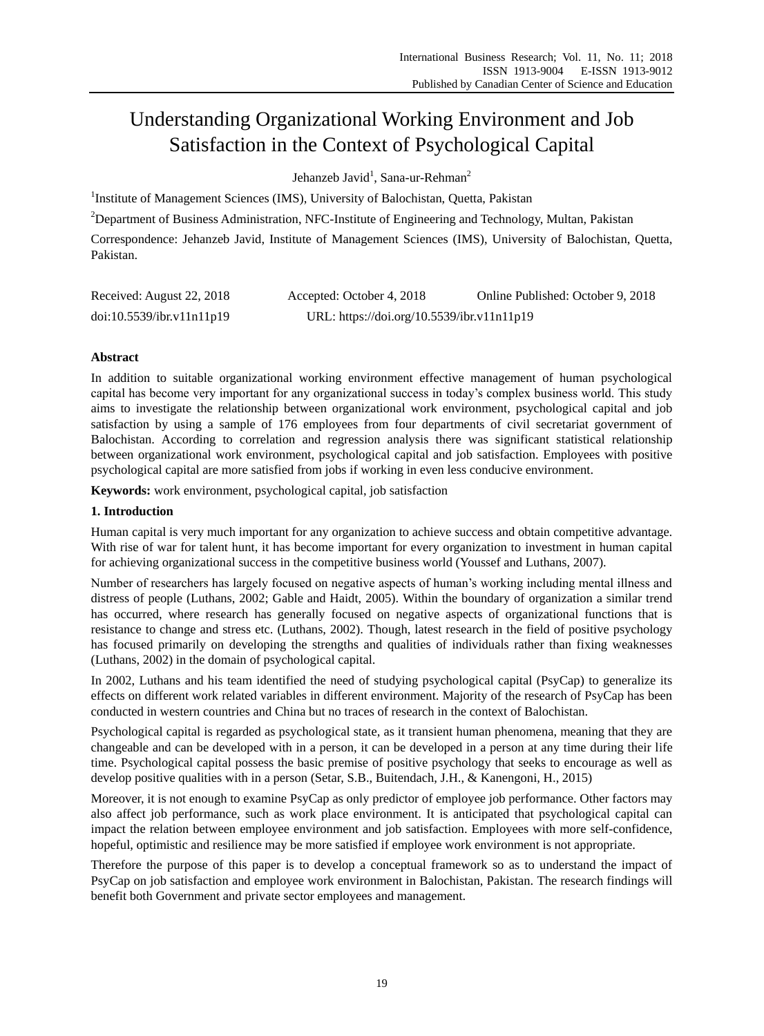# Understanding Organizational Working Environment and Job Satisfaction in the Context of Psychological Capital

Jehanzeb Javid[1], Sana-ur-Rehman[2]

[1]Institute of Management Sciences (IMS), University of Balochistan, Quetta, Pakistan

[2]Department of Business Administration, NFC-Institute of Engineering and Technology, Multan, Pakistan

Correspondence: Jehanzeb Javid, Institute of Management Sciences (IMS), University of Balochistan, Quetta, Pakistan.

Received: August 22, 2018    Accepted: October 4, 2018    Online Published: October 9, 2018

doi:10.5539/ibr.v11n11p19    URL: https://doi.org/10.5539/ibr.v11n11p19

**Abstract**

In addition to suitable organizational working environment effective management of human psychological capital has become very important for any organizational success in today's complex business world. This study aims to investigate the relationship between organizational work environment, psychological capital and job satisfaction by using a sample of 176 employees from four departments of civil secretariat government of Balochistan. According to correlation and regression analysis there was significant statistical relationship between organizational work environment, psychological capital and job satisfaction. Employees with positive psychological capital are more satisfied from jobs if working in even less conducive environment.

**Keywords:** work environment, psychological capital, job satisfaction

## 1. Introduction

Human capital is very much important for any organization to achieve success and obtain competitive advantage. With rise of war for talent hunt, it has become important for every organization to investment in human capital for achieving organizational success in the competitive business world (Youssef and Luthans, 2007).

Number of researchers has largely focused on negative aspects of human's working including mental illness and distress of people (Luthans, 2002; Gable and Haidt, 2005). Within the boundary of organization a similar trend has occurred, where research has generally focused on negative aspects of organizational functions that is resistance to change and stress etc. (Luthans, 2002). Though, latest research in the field of positive psychology has focused primarily on developing the strengths and qualities of individuals rather than fixing weaknesses (Luthans, 2002) in the domain of psychological capital.

In 2002, Luthans and his team identified the need of studying psychological capital (PsyCap) to generalize its effects on different work related variables in different environment. Majority of the research of PsyCap has been conducted in western countries and China but no traces of research in the context of Balochistan.

Psychological capital is regarded as psychological state, as it transient human phenomena, meaning that they are changeable and can be developed with in a person, it can be developed in a person at any time during their life time. Psychological capital possess the basic premise of positive psychology that seeks to encourage as well as develop positive qualities with in a person (Setar, S.B., Buitendach, J.H., & Kanengoni, H., 2015)

Moreover, it is not enough to examine PsyCap as only predictor of employee job performance. Other factors may also affect job performance, such as work place environment. It is anticipated that psychological capital can impact the relation between employee environment and job satisfaction. Employees with more self-confidence, hopeful, optimistic and resilience may be more satisfied if employee work environment is not appropriate.

Therefore the purpose of this paper is to develop a conceptual framework so as to understand the impact of PsyCap on job satisfaction and employee work environment in Balochistan, Pakistan. The research findings will benefit both Government and private sector employees and management.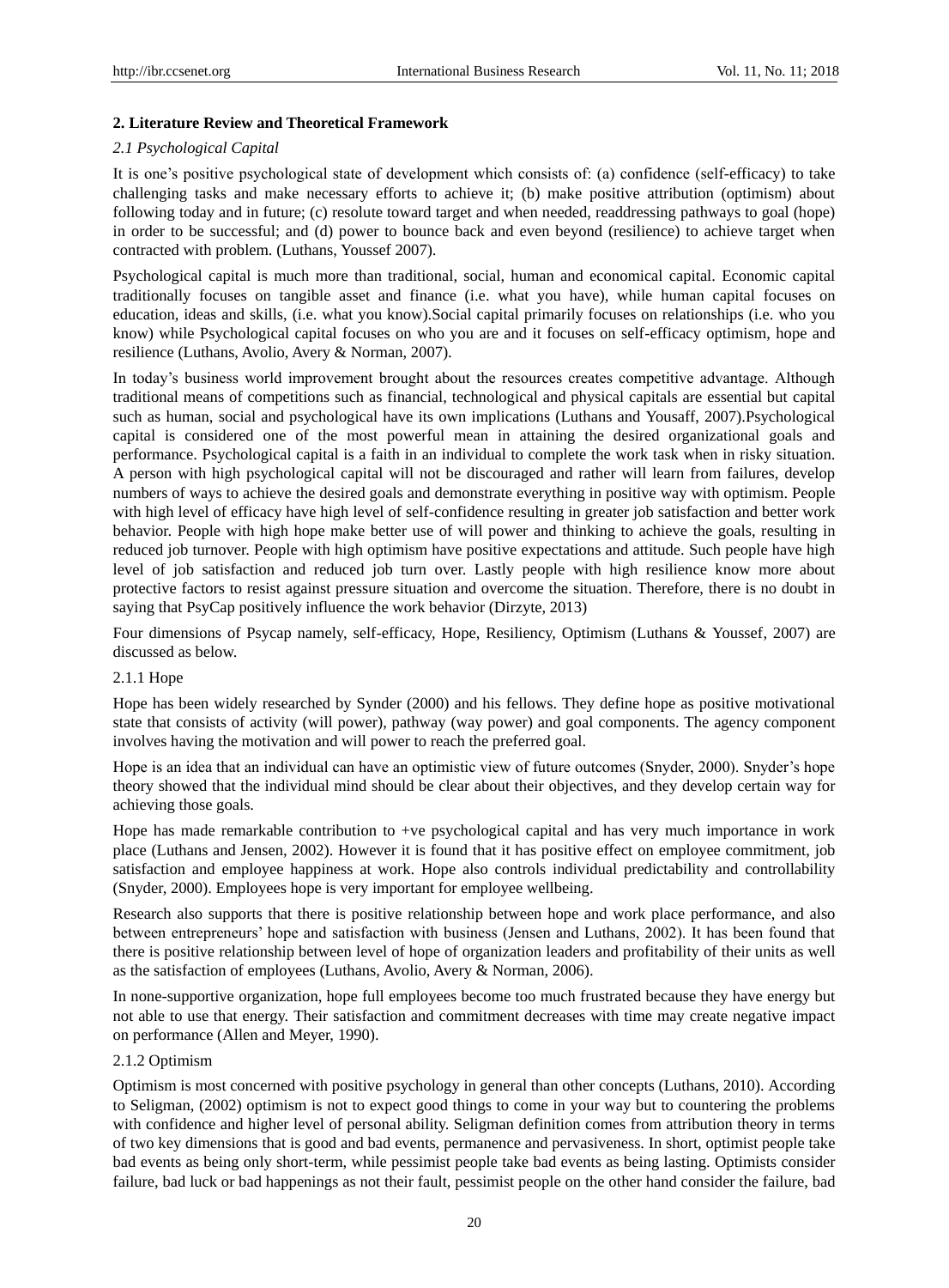## 2. Literature Review and Theoretical Framework

### *2.1 Psychological Capital*

It is one's positive psychological state of development which consists of: (a) confidence (self-efficacy) to take challenging tasks and make necessary efforts to achieve it; (b) make positive attribution (optimism) about following today and in future; (c) resolute toward target and when needed, readdressing pathways to goal (hope) in order to be successful; and (d) power to bounce back and even beyond (resilience) to achieve target when contracted with problem. (Luthans, Youssef 2007).

Psychological capital is much more than traditional, social, human and economical capital. Economic capital traditionally focuses on tangible asset and finance (i.e. what you have), while human capital focuses on education, ideas and skills, (i.e. what you know).Social capital primarily focuses on relationships (i.e. who you know) while Psychological capital focuses on who you are and it focuses on self-efficacy optimism, hope and resilience (Luthans, Avolio, Avery & Norman, 2007).

In today's business world improvement brought about the resources creates competitive advantage. Although traditional means of competitions such as financial, technological and physical capitals are essential but capital such as human, social and psychological have its own implications (Luthans and Yousaff, 2007).Psychological capital is considered one of the most powerful mean in attaining the desired organizational goals and performance. Psychological capital is a faith in an individual to complete the work task when in risky situation. A person with high psychological capital will not be discouraged and rather will learn from failures, develop numbers of ways to achieve the desired goals and demonstrate everything in positive way with optimism. People with high level of efficacy have high level of self-confidence resulting in greater job satisfaction and better work behavior. People with high hope make better use of will power and thinking to achieve the goals, resulting in reduced job turnover. People with high optimism have positive expectations and attitude. Such people have high level of job satisfaction and reduced job turn over. Lastly people with high resilience know more about protective factors to resist against pressure situation and overcome the situation. Therefore, there is no doubt in saying that PsyCap positively influence the work behavior (Dirzyte, 2013)

Four dimensions of Psycap namely, self-efficacy, Hope, Resiliency, Optimism (Luthans & Youssef, 2007) are discussed as below.

#### 2.1.1 Hope

Hope has been widely researched by Synder (2000) and his fellows. They define hope as positive motivational state that consists of activity (will power), pathway (way power) and goal components. The agency component involves having the motivation and will power to reach the preferred goal.

Hope is an idea that an individual can have an optimistic view of future outcomes (Snyder, 2000). Snyder's hope theory showed that the individual mind should be clear about their objectives, and they develop certain way for achieving those goals.

Hope has made remarkable contribution to +ve psychological capital and has very much importance in work place (Luthans and Jensen, 2002). However it is found that it has positive effect on employee commitment, job satisfaction and employee happiness at work. Hope also controls individual predictability and controllability (Snyder, 2000). Employees hope is very important for employee wellbeing.

Research also supports that there is positive relationship between hope and work place performance, and also between entrepreneurs' hope and satisfaction with business (Jensen and Luthans, 2002). It has been found that there is positive relationship between level of hope of organization leaders and profitability of their units as well as the satisfaction of employees (Luthans, Avolio, Avery & Norman, 2006).

In none-supportive organization, hope full employees become too much frustrated because they have energy but not able to use that energy. Their satisfaction and commitment decreases with time may create negative impact on performance (Allen and Meyer, 1990).

#### 2.1.2 Optimism

Optimism is most concerned with positive psychology in general than other concepts (Luthans, 2010). According to Seligman, (2002) optimism is not to expect good things to come in your way but to countering the problems with confidence and higher level of personal ability. Seligman definition comes from attribution theory in terms of two key dimensions that is good and bad events, permanence and pervasiveness. In short, optimist people take bad events as being only short-term, while pessimist people take bad events as being lasting. Optimists consider failure, bad luck or bad happenings as not their fault, pessimist people on the other hand consider the failure, bad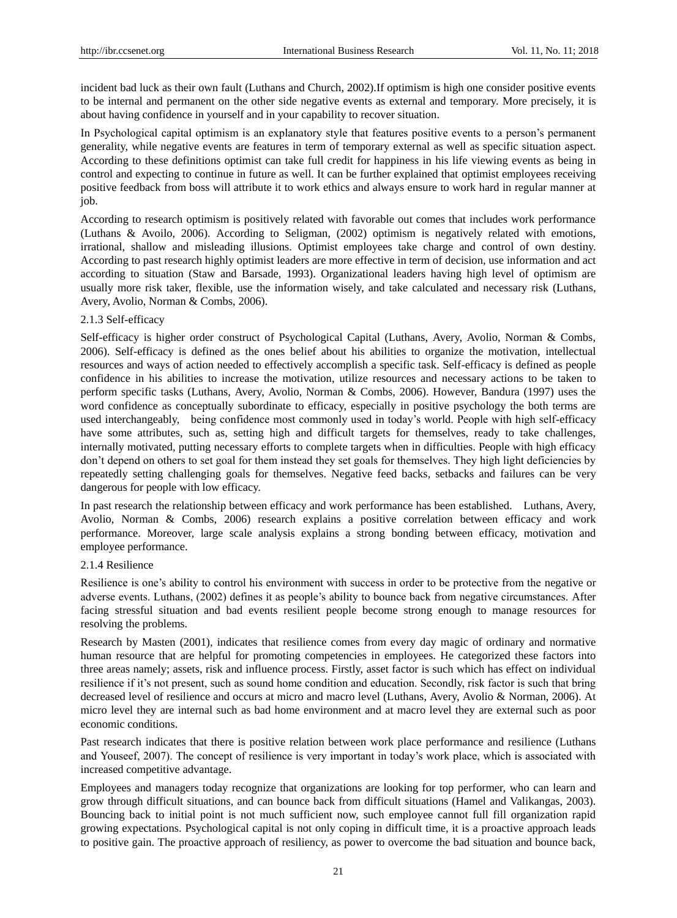incident bad luck as their own fault (Luthans and Church, 2002).If optimism is high one consider positive events to be internal and permanent on the other side negative events as external and temporary. More precisely, it is about having confidence in yourself and in your capability to recover situation.

In Psychological capital optimism is an explanatory style that features positive events to a person's permanent generality, while negative events are features in term of temporary external as well as specific situation aspect. According to these definitions optimist can take full credit for happiness in his life viewing events as being in control and expecting to continue in future as well. It can be further explained that optimist employees receiving positive feedback from boss will attribute it to work ethics and always ensure to work hard in regular manner at job.

According to research optimism is positively related with favorable out comes that includes work performance (Luthans & Avoilo, 2006). According to Seligman, (2002) optimism is negatively related with emotions, irrational, shallow and misleading illusions. Optimist employees take charge and control of own destiny. According to past research highly optimist leaders are more effective in term of decision, use information and act according to situation (Staw and Barsade, 1993). Organizational leaders having high level of optimism are usually more risk taker, flexible, use the information wisely, and take calculated and necessary risk (Luthans, Avery, Avolio, Norman & Combs, 2006).

### 2.1.3 Self-efficacy

Self-efficacy is higher order construct of Psychological Capital (Luthans, Avery, Avolio, Norman & Combs, 2006). Self-efficacy is defined as the ones belief about his abilities to organize the motivation, intellectual resources and ways of action needed to effectively accomplish a specific task. Self-efficacy is defined as people confidence in his abilities to increase the motivation, utilize resources and necessary actions to be taken to perform specific tasks (Luthans, Avery, Avolio, Norman & Combs, 2006). However, Bandura (1997) uses the word confidence as conceptually subordinate to efficacy, especially in positive psychology the both terms are used interchangeably, being confidence most commonly used in today's world. People with high self-efficacy have some attributes, such as, setting high and difficult targets for themselves, ready to take challenges, internally motivated, putting necessary efforts to complete targets when in difficulties. People with high efficacy don't depend on others to set goal for them instead they set goals for themselves. They high light deficiencies by repeatedly setting challenging goals for themselves. Negative feed backs, setbacks and failures can be very dangerous for people with low efficacy.

In past research the relationship between efficacy and work performance has been established. Luthans, Avery, Avolio, Norman & Combs, 2006) research explains a positive correlation between efficacy and work performance. Moreover, large scale analysis explains a strong bonding between efficacy, motivation and employee performance.

### 2.1.4 Resilience

Resilience is one's ability to control his environment with success in order to be protective from the negative or adverse events. Luthans, (2002) defines it as people's ability to bounce back from negative circumstances. After facing stressful situation and bad events resilient people become strong enough to manage resources for resolving the problems.

Research by Masten (2001), indicates that resilience comes from every day magic of ordinary and normative human resource that are helpful for promoting competencies in employees. He categorized these factors into three areas namely; assets, risk and influence process. Firstly, asset factor is such which has effect on individual resilience if it's not present, such as sound home condition and education. Secondly, risk factor is such that bring decreased level of resilience and occurs at micro and macro level (Luthans, Avery, Avolio & Norman, 2006). At micro level they are internal such as bad home environment and at macro level they are external such as poor economic conditions.

Past research indicates that there is positive relation between work place performance and resilience (Luthans and Youseef, 2007). The concept of resilience is very important in today's work place, which is associated with increased competitive advantage.

Employees and managers today recognize that organizations are looking for top performer, who can learn and grow through difficult situations, and can bounce back from difficult situations (Hamel and Valikangas, 2003). Bouncing back to initial point is not much sufficient now, such employee cannot full fill organization rapid growing expectations. Psychological capital is not only coping in difficult time, it is a proactive approach leads to positive gain. The proactive approach of resiliency, as power to overcome the bad situation and bounce back,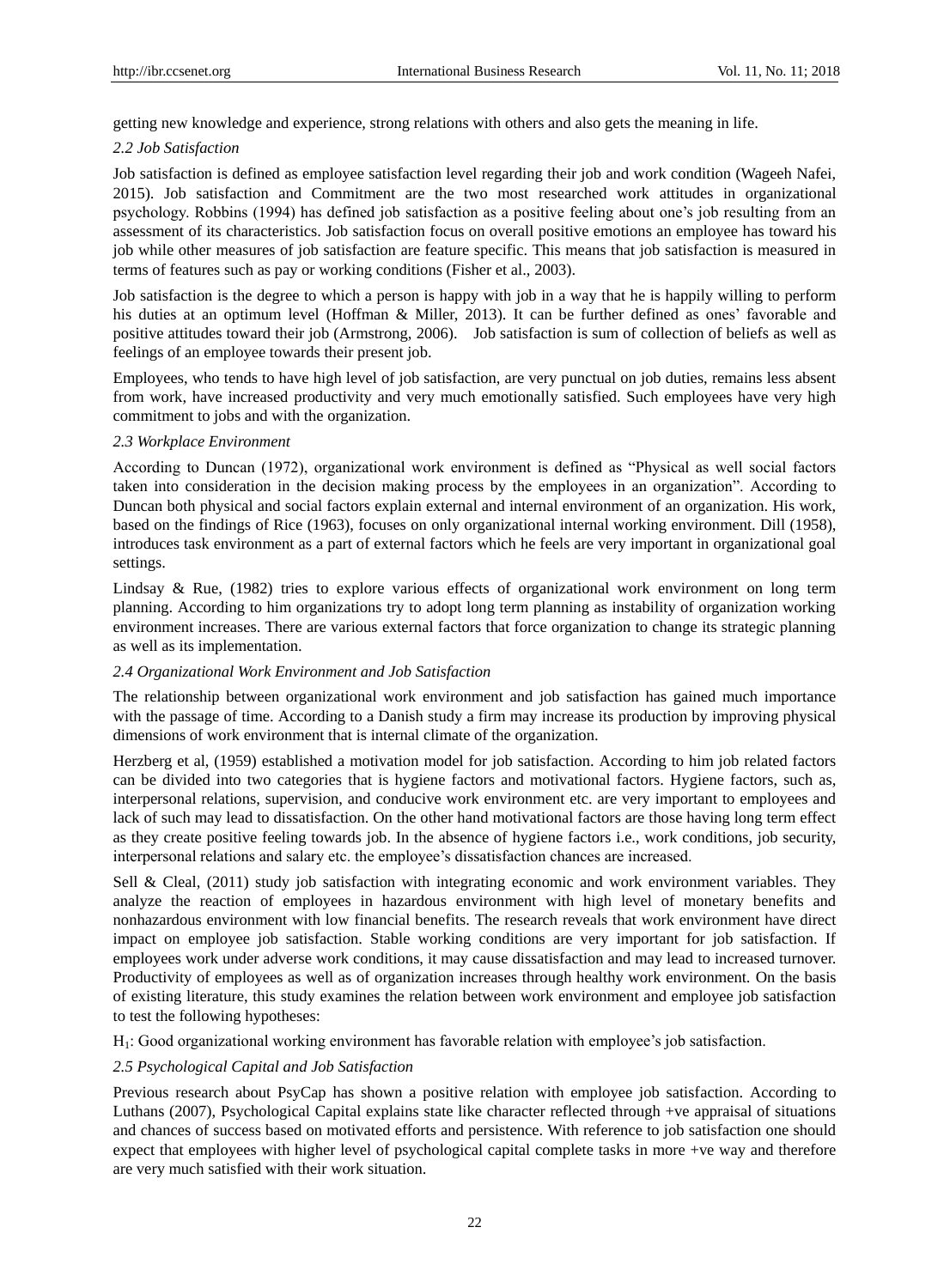getting new knowledge and experience, strong relations with others and also gets the meaning in life.

### *2.2 Job Satisfaction*

Job satisfaction is defined as employee satisfaction level regarding their job and work condition (Wageeh Nafei, 2015). Job satisfaction and Commitment are the two most researched work attitudes in organizational psychology. Robbins (1994) has defined job satisfaction as a positive feeling about one's job resulting from an assessment of its characteristics. Job satisfaction focus on overall positive emotions an employee has toward his job while other measures of job satisfaction are feature specific. This means that job satisfaction is measured in terms of features such as pay or working conditions (Fisher et al., 2003).

Job satisfaction is the degree to which a person is happy with job in a way that he is happily willing to perform his duties at an optimum level (Hoffman & Miller, 2013). It can be further defined as ones' favorable and positive attitudes toward their job (Armstrong, 2006). Job satisfaction is sum of collection of beliefs as well as feelings of an employee towards their present job.

Employees, who tends to have high level of job satisfaction, are very punctual on job duties, remains less absent from work, have increased productivity and very much emotionally satisfied. Such employees have very high commitment to jobs and with the organization.

### *2.3 Workplace Environment*

According to Duncan (1972), organizational work environment is defined as "Physical as well social factors taken into consideration in the decision making process by the employees in an organization". According to Duncan both physical and social factors explain external and internal environment of an organization. His work, based on the findings of Rice (1963), focuses on only organizational internal working environment. Dill (1958), introduces task environment as a part of external factors which he feels are very important in organizational goal settings.

Lindsay & Rue, (1982) tries to explore various effects of organizational work environment on long term planning. According to him organizations try to adopt long term planning as instability of organization working environment increases. There are various external factors that force organization to change its strategic planning as well as its implementation.

### *2.4 Organizational Work Environment and Job Satisfaction*

The relationship between organizational work environment and job satisfaction has gained much importance with the passage of time. According to a Danish study a firm may increase its production by improving physical dimensions of work environment that is internal climate of the organization.

Herzberg et al, (1959) established a motivation model for job satisfaction. According to him job related factors can be divided into two categories that is hygiene factors and motivational factors. Hygiene factors, such as, interpersonal relations, supervision, and conducive work environment etc. are very important to employees and lack of such may lead to dissatisfaction. On the other hand motivational factors are those having long term effect as they create positive feeling towards job. In the absence of hygiene factors i.e., work conditions, job security, interpersonal relations and salary etc. the employee's dissatisfaction chances are increased.

Sell & Cleal, (2011) study job satisfaction with integrating economic and work environment variables. They analyze the reaction of employees in hazardous environment with high level of monetary benefits and nonhazardous environment with low financial benefits. The research reveals that work environment have direct impact on employee job satisfaction. Stable working conditions are very important for job satisfaction. If employees work under adverse work conditions, it may cause dissatisfaction and may lead to increased turnover. Productivity of employees as well as of organization increases through healthy work environment. On the basis of existing literature, this study examines the relation between work environment and employee job satisfaction to test the following hypotheses:

$H_1$: Good organizational working environment has favorable relation with employee's job satisfaction.

### *2.5 Psychological Capital and Job Satisfaction*

Previous research about PsyCap has shown a positive relation with employee job satisfaction. According to Luthans (2007), Psychological Capital explains state like character reflected through +ve appraisal of situations and chances of success based on motivated efforts and persistence. With reference to job satisfaction one should expect that employees with higher level of psychological capital complete tasks in more +ve way and therefore are very much satisfied with their work situation.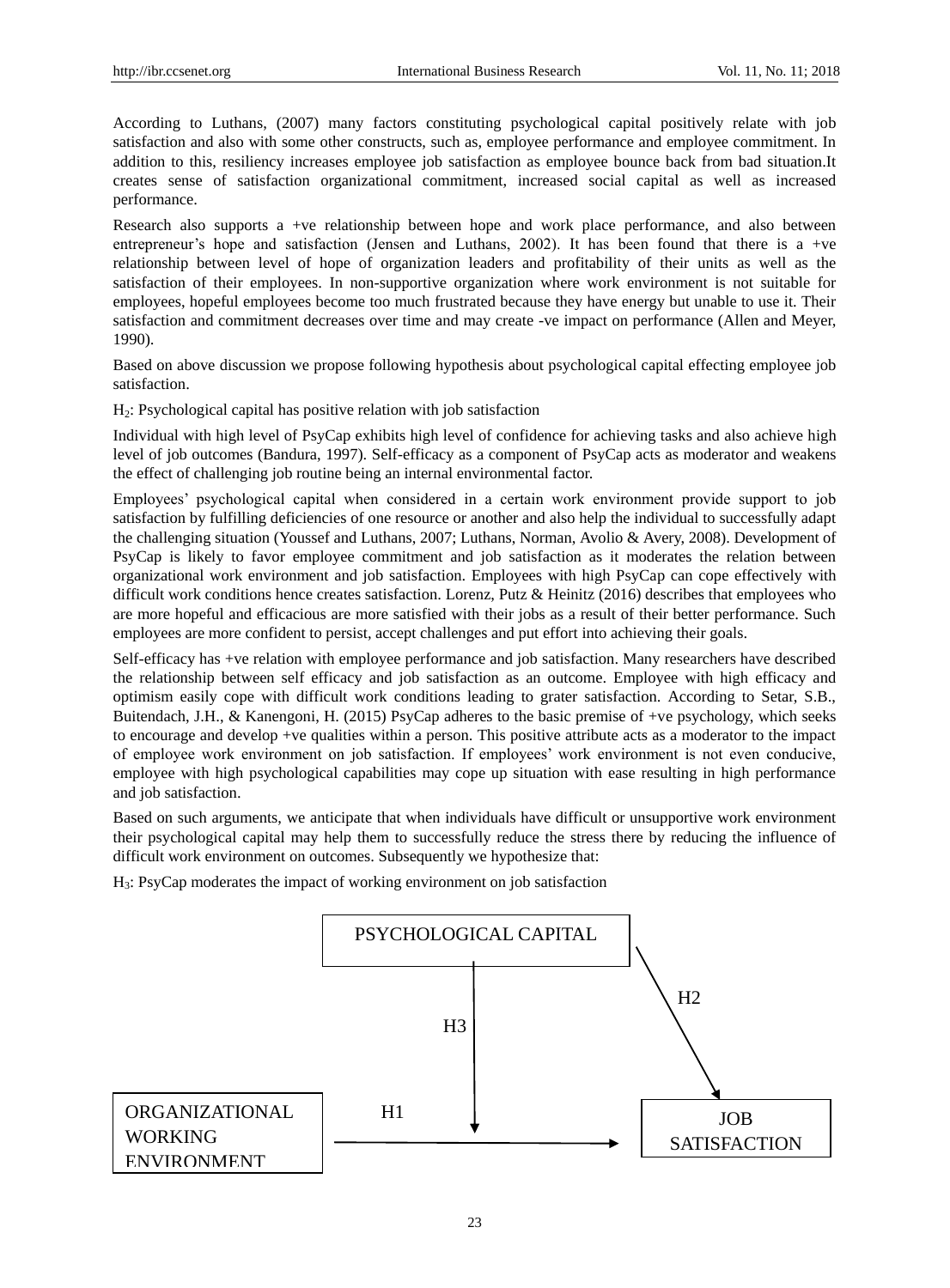According to Luthans, (2007) many factors constituting psychological capital positively relate with job satisfaction and also with some other constructs, such as, employee performance and employee commitment. In addition to this, resiliency increases employee job satisfaction as employee bounce back from bad situation.It creates sense of satisfaction organizational commitment, increased social capital as well as increased performance.

Research also supports a +ve relationship between hope and work place performance, and also between entrepreneur's hope and satisfaction (Jensen and Luthans, 2002). It has been found that there is a +ve relationship between level of hope of organization leaders and profitability of their units as well as the satisfaction of their employees. In non-supportive organization where work environment is not suitable for employees, hopeful employees become too much frustrated because they have energy but unable to use it. Their satisfaction and commitment decreases over time and may create -ve impact on performance (Allen and Meyer, 1990).

Based on above discussion we propose following hypothesis about psychological capital effecting employee job satisfaction.

$H_2$: Psychological capital has positive relation with job satisfaction

Individual with high level of PsyCap exhibits high level of confidence for achieving tasks and also achieve high level of job outcomes (Bandura, 1997). Self-efficacy as a component of PsyCap acts as moderator and weakens the effect of challenging job routine being an internal environmental factor.

Employees' psychological capital when considered in a certain work environment provide support to job satisfaction by fulfilling deficiencies of one resource or another and also help the individual to successfully adapt the challenging situation (Youssef and Luthans, 2007; Luthans, Norman, Avolio & Avery, 2008). Development of PsyCap is likely to favor employee commitment and job satisfaction as it moderates the relation between organizational work environment and job satisfaction. Employees with high PsyCap can cope effectively with difficult work conditions hence creates satisfaction. Lorenz, Putz & Heinitz (2016) describes that employees who are more hopeful and efficacious are more satisfied with their jobs as a result of their better performance. Such employees are more confident to persist, accept challenges and put effort into achieving their goals.

Self-efficacy has +ve relation with employee performance and job satisfaction. Many researchers have described the relationship between self efficacy and job satisfaction as an outcome. Employee with high efficacy and optimism easily cope with difficult work conditions leading to grater satisfaction. According to Setar, S.B., Buitendach, J.H., & Kanengoni, H. (2015) PsyCap adheres to the basic premise of +ve psychology, which seeks to encourage and develop +ve qualities within a person. This positive attribute acts as a moderator to the impact of employee work environment on job satisfaction. If employees' work environment is not even conducive, employee with high psychological capabilities may cope up situation with ease resulting in high performance and job satisfaction.

Based on such arguments, we anticipate that when individuals have difficult or unsupportive work environment their psychological capital may help them to successfully reduce the stress there by reducing the influence of difficult work environment on outcomes. Subsequently we hypothesize that:

$H_3$: PsyCap moderates the impact of working environment on job satisfaction

PSYCHOLOGICAL CAPITAL

H2

H3

ORGANIZATIONAL WORKING ENVIRONMENT

H1

JOB SATISFACTION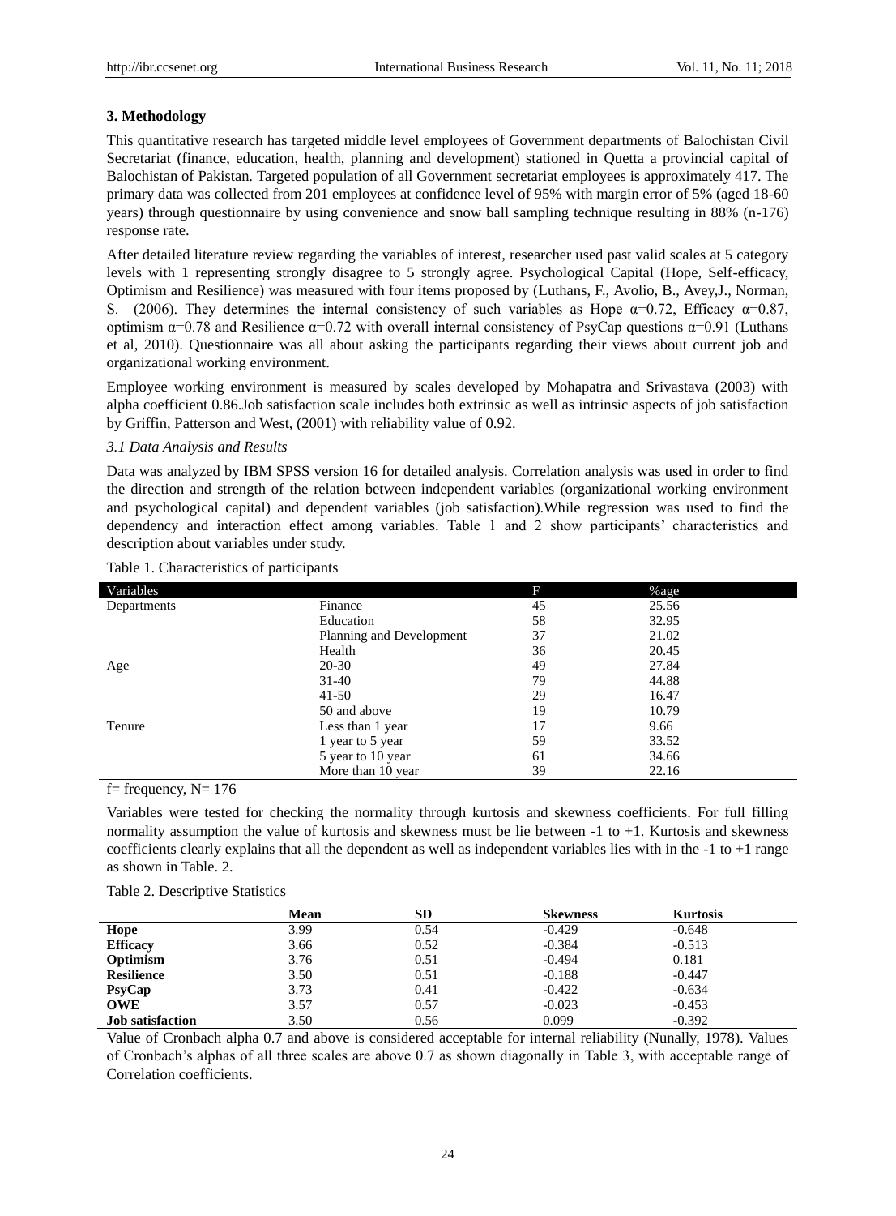### 3. Methodology

This quantitative research has targeted middle level employees of Government departments of Balochistan Civil Secretariat (finance, education, health, planning and development) stationed in Quetta a provincial capital of Balochistan of Pakistan. Targeted population of all Government secretariat employees is approximately 417. The primary data was collected from 201 employees at confidence level of 95% with margin error of 5% (aged 18-60 years) through questionnaire by using convenience and snow ball sampling technique resulting in 88% (n-176) response rate.

After detailed literature review regarding the variables of interest, researcher used past valid scales at 5 category levels with 1 representing strongly disagree to 5 strongly agree. Psychological Capital (Hope, Self-efficacy, Optimism and Resilience) was measured with four items proposed by (Luthans, F., Avolio, B., Avey,J., Norman, S. (2006). They determines the internal consistency of such variables as Hope α=0.72, Efficacy α=0.87, optimism α=0.78 and Resilience α=0.72 with overall internal consistency of PsyCap questions α=0.91 (Luthans et al, 2010). Questionnaire was all about asking the participants regarding their views about current job and organizational working environment.

Employee working environment is measured by scales developed by Mohapatra and Srivastava (2003) with alpha coefficient 0.86.Job satisfaction scale includes both extrinsic as well as intrinsic aspects of job satisfaction by Griffin, Patterson and West, (2001) with reliability value of 0.92.

#### *3.1 Data Analysis and Results*

Data was analyzed by IBM SPSS version 16 for detailed analysis. Correlation analysis was used in order to find the direction and strength of the relation between independent variables (organizational working environment and psychological capital) and dependent variables (job satisfaction).While regression was used to find the dependency and interaction effect among variables. Table 1 and 2 show participants' characteristics and description about variables under study.

Table 1. Characteristics of participants

| Variables | | F | %age |
|---|---|---|---|
| Departments | Finance | 45 | 25.56 |
| | Education | 58 | 32.95 |
| | Planning and Development | 37 | 21.02 |
| | Health | 36 | 20.45 |
| Age | 20-30 | 49 | 27.84 |
| | 31-40 | 79 | 44.88 |
| | 41-50 | 29 | 16.47 |
| | 50 and above | 19 | 10.79 |
| Tenure | Less than 1 year | 17 | 9.66 |
| | 1 year to 5 year | 59 | 33.52 |
| | 5 year to 10 year | 61 | 34.66 |
| | More than 10 year | 39 | 22.16 |

f= frequency, N= 176

Variables were tested for checking the normality through kurtosis and skewness coefficients. For full filling normality assumption the value of kurtosis and skewness must be lie between -1 to +1. Kurtosis and skewness coefficients clearly explains that all the dependent as well as independent variables lies with in the -1 to +1 range as shown in Table. 2.

Table 2. Descriptive Statistics

| | Mean | SD | Skewness | Kurtosis |
|---|---|---|---|---|
| **Hope** | 3.99 | 0.54 | -0.429 | -0.648 |
| **Efficacy** | 3.66 | 0.52 | -0.384 | -0.513 |
| **Optimism** | 3.76 | 0.51 | -0.494 | 0.181 |
| **Resilience** | 3.50 | 0.51 | -0.188 | -0.447 |
| **PsyCap** | 3.73 | 0.41 | -0.422 | -0.634 |
| **OWE** | 3.57 | 0.57 | -0.023 | -0.453 |
| **Job satisfaction** | 3.50 | 0.56 | 0.099 | -0.392 |

Value of Cronbach alpha 0.7 and above is considered acceptable for internal reliability (Nunally, 1978). Values of Cronbach's alphas of all three scales are above 0.7 as shown diagonally in Table 3, with acceptable range of Correlation coefficients.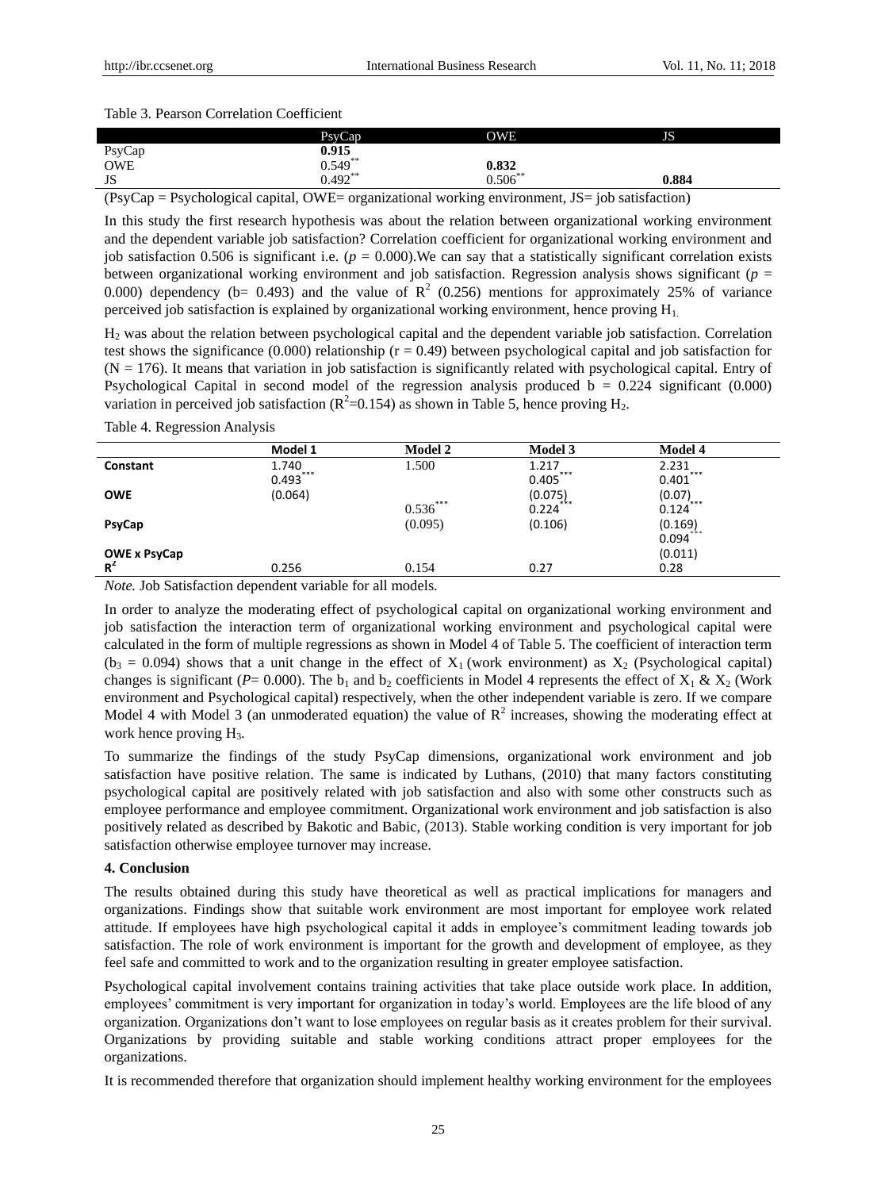Table 3. Pearson Correlation Coefficient

| | PsyCap | OWE | JS |
|---|---|---|---|
| PsyCap | **0.915** | | |
| OWE | $0.549^{**}$ | **0.832** | |
| JS | $0.492^{**}$ | $0.506^{**}$ | **0.884** |

(PsyCap = Psychological capital, OWE= organizational working environment, JS= job satisfaction)

In this study the first research hypothesis was about the relation between organizational working environment and the dependent variable job satisfaction? Correlation coefficient for organizational working environment and job satisfaction 0.506 is significant i.e. ($p$ = 0.000).We can say that a statistically significant correlation exists between organizational working environment and job satisfaction. Regression analysis shows significant ($p$ = 0.000) dependency (b= 0.493) and the value of $R^2$ (0.256) mentions for approximately 25% of variance perceived job satisfaction is explained by organizational working environment, hence proving $H_1$.

$H_2$ was about the relation between psychological capital and the dependent variable job satisfaction. Correlation test shows the significance (0.000) relationship (r = 0.49) between psychological capital and job satisfaction for (N = 176). It means that variation in job satisfaction is significantly related with psychological capital. Entry of Psychological Capital in second model of the regression analysis produced b = 0.224 significant (0.000) variation in perceived job satisfaction ($R^2$=0.154) as shown in Table 5, hence proving $H_2$.

Table 4. Regression Analysis

| | Model 1 | Model 2 | Model 3 | Model 4 |
|---|---|---|---|---|
| **Constant** | 1.740 | 1.500 | 1.217 | 2.231 |
| **OWE** | $0.493^{***}$ (0.064) | | $0.405^{***}$ (0.075) | $0.401^{***}$ (0.07) |
| **PsyCap** | | $0.536^{***}$ (0.095) | $0.224^{***}$ (0.106) | $0.124^{***}$ (0.169) |
| **OWE x PsyCap** | | | | $0.094^{***}$ (0.011) |
| $R^2$ | 0.256 | 0.154 | 0.27 | 0.28 |

*Note.* Job Satisfaction dependent variable for all models.

In order to analyze the moderating effect of psychological capital on organizational working environment and job satisfaction the interaction term of organizational working environment and psychological capital were calculated in the form of multiple regressions as shown in Model 4 of Table 5. The coefficient of interaction term ($b_3$ = 0.094) shows that a unit change in the effect of $X_1$ (work environment) as $X_2$ (Psychological capital) changes is significant ($P$= 0.000). The $b_1$ and $b_2$ coefficients in Model 4 represents the effect of $X_1$ & $X_2$ (Work environment and Psychological capital) respectively, when the other independent variable is zero. If we compare Model 4 with Model 3 (an unmoderated equation) the value of $R^2$ increases, showing the moderating effect at work hence proving $H_3$.

To summarize the findings of the study PsyCap dimensions, organizational work environment and job satisfaction have positive relation. The same is indicated by Luthans, (2010) that many factors constituting psychological capital are positively related with job satisfaction and also with some other constructs such as employee performance and employee commitment. Organizational work environment and job satisfaction is also positively related as described by Bakotic and Babic, (2013). Stable working condition is very important for job satisfaction otherwise employee turnover may increase.

## 4. Conclusion

The results obtained during this study have theoretical as well as practical implications for managers and organizations. Findings show that suitable work environment are most important for employee work related attitude. If employees have high psychological capital it adds in employee's commitment leading towards job satisfaction. The role of work environment is important for the growth and development of employee, as they feel safe and committed to work and to the organization resulting in greater employee satisfaction.

Psychological capital involvement contains training activities that take place outside work place. In addition, employees' commitment is very important for organization in today's world. Employees are the life blood of any organization. Organizations don't want to lose employees on regular basis as it creates problem for their survival. Organizations by providing suitable and stable working conditions attract proper employees for the organizations.

It is recommended therefore that organization should implement healthy working environment for the employees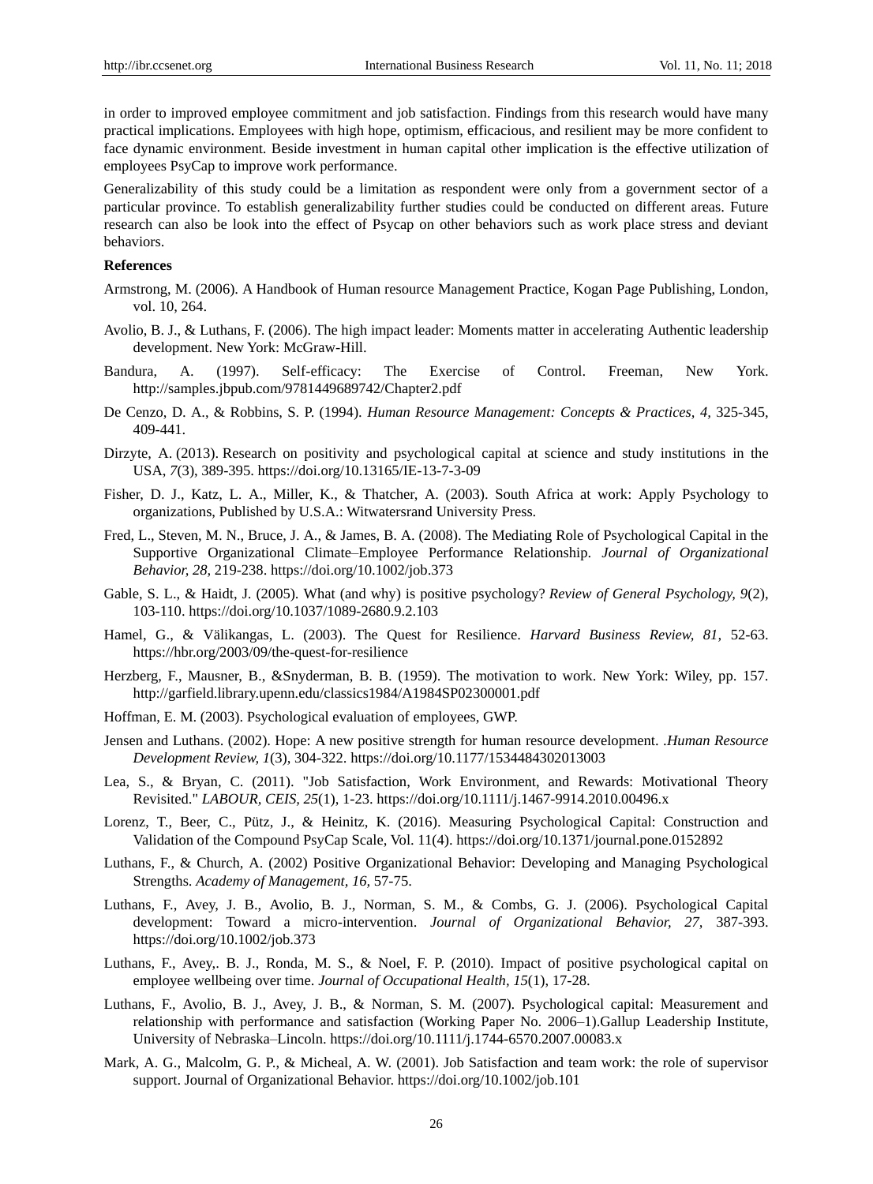in order to improved employee commitment and job satisfaction. Findings from this research would have many practical implications. Employees with high hope, optimism, efficacious, and resilient may be more confident to face dynamic environment. Beside investment in human capital other implication is the effective utilization of employees PsyCap to improve work performance.

Generalizability of this study could be a limitation as respondent were only from a government sector of a particular province. To establish generalizability further studies could be conducted on different areas. Future research can also be look into the effect of Psycap on other behaviors such as work place stress and deviant behaviors.

**References**

Armstrong, M. (2006). A Handbook of Human resource Management Practice, Kogan Page Publishing, London, vol. 10, 264.

Avolio, B. J., & Luthans, F. (2006). The high impact leader: Moments matter in accelerating Authentic leadership development. New York: McGraw-Hill.

Bandura, A. (1997). Self-efficacy: The Exercise of Control. Freeman, New York. http://samples.jbpub.com/9781449689742/Chapter2.pdf

De Cenzo, D. A., & Robbins, S. P. (1994). *Human Resource Management: Concepts & Practices, 4,* 325-345, 409-441.

Dirzyte, A. (2013). Research on positivity and psychological capital at science and study institutions in the USA, *7*(3), 389-395. https://doi.org/10.13165/IE-13-7-3-09

Fisher, D. J., Katz, L. A., Miller, K., & Thatcher, A. (2003). South Africa at work: Apply Psychology to organizations, Published by U.S.A.: Witwatersrand University Press.

Fred, L., Steven, M. N., Bruce, J. A., & James, B. A. (2008). The Mediating Role of Psychological Capital in the Supportive Organizational Climate–Employee Performance Relationship. *Journal of Organizational Behavior, 28,* 219-238. https://doi.org/10.1002/job.373

Gable, S. L., & Haidt, J. (2005). What (and why) is positive psychology? *Review of General Psychology, 9*(2), 103-110. https://doi.org/10.1037/1089-2680.9.2.103

Hamel, G., & Välikangas, L. (2003). The Quest for Resilience. *Harvard Business Review, 81,* 52-63. https://hbr.org/2003/09/the-quest-for-resilience

Herzberg, F., Mausner, B., &Snyderman, B. B. (1959). The motivation to work. New York: Wiley, pp. 157. http://garfield.library.upenn.edu/classics1984/A1984SP02300001.pdf

Hoffman, E. M. (2003). Psychological evaluation of employees, GWP.

Jensen and Luthans. (2002). Hope: A new positive strength for human resource development. .*Human Resource Development Review, 1*(3), 304-322. https://doi.org/10.1177/1534484302013003

Lea, S., & Bryan, C. (2011). "Job Satisfaction, Work Environment, and Rewards: Motivational Theory Revisited." *LABOUR, CEIS, 25*(1), 1-23. https://doi.org/10.1111/j.1467-9914.2010.00496.x

Lorenz, T., Beer, C., Pütz, J., & Heinitz, K. (2016). Measuring Psychological Capital: Construction and Validation of the Compound PsyCap Scale, Vol. 11(4). https://doi.org/10.1371/journal.pone.0152892

Luthans, F., & Church, A. (2002) Positive Organizational Behavior: Developing and Managing Psychological Strengths. *Academy of Management, 16,* 57-75.

Luthans, F., Avey, J. B., Avolio, B. J., Norman, S. M., & Combs, G. J. (2006). Psychological Capital development: Toward a micro-intervention. *Journal of Organizational Behavior, 27,* 387-393. https://doi.org/10.1002/job.373

Luthans, F., Avey,. B. J., Ronda, M. S., & Noel, F. P. (2010). Impact of positive psychological capital on employee wellbeing over time. *Journal of Occupational Health, 15*(1), 17-28.

Luthans, F., Avolio, B. J., Avey, J. B., & Norman, S. M. (2007). Psychological capital: Measurement and relationship with performance and satisfaction (Working Paper No. 2006–1).Gallup Leadership Institute, University of Nebraska–Lincoln. https://doi.org/10.1111/j.1744-6570.2007.00083.x

Mark, A. G., Malcolm, G. P., & Micheal, A. W. (2001). Job Satisfaction and team work: the role of supervisor support. Journal of Organizational Behavior. https://doi.org/10.1002/job.101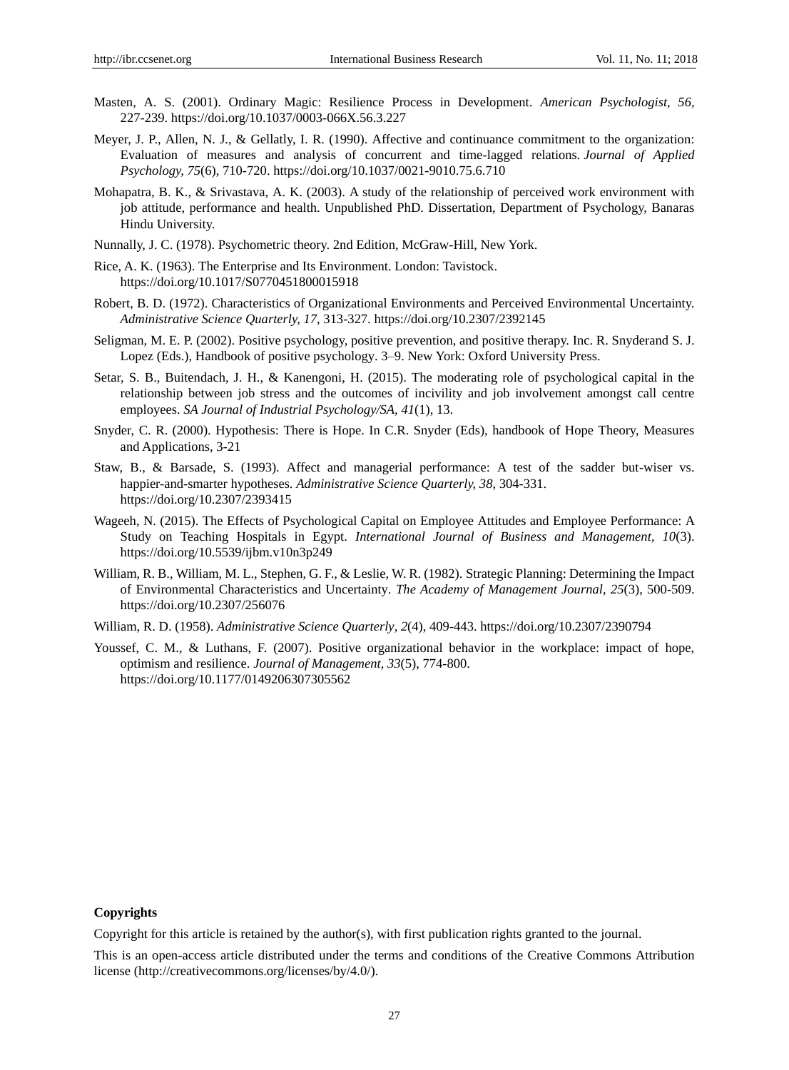Masten, A. S. (2001). Ordinary Magic: Resilience Process in Development. *American Psychologist, 56*, 227-239. https://doi.org/10.1037/0003-066X.56.3.227

Meyer, J. P., Allen, N. J., & Gellatly, I. R. (1990). Affective and continuance commitment to the organization: Evaluation of measures and analysis of concurrent and time-lagged relations. *Journal of Applied Psychology, 75*(6), 710-720. https://doi.org/10.1037/0021-9010.75.6.710

Mohapatra, B. K., & Srivastava, A. K. (2003). A study of the relationship of perceived work environment with job attitude, performance and health. Unpublished PhD. Dissertation, Department of Psychology, Banaras Hindu University.

Nunnally, J. C. (1978). Psychometric theory. 2nd Edition, McGraw-Hill, New York.

Rice, A. K. (1963). The Enterprise and Its Environment. London: Tavistock. https://doi.org/10.1017/S0770451800015918

Robert, B. D. (1972). Characteristics of Organizational Environments and Perceived Environmental Uncertainty. *Administrative Science Quarterly, 17*, 313-327. https://doi.org/10.2307/2392145

Seligman, M. E. P. (2002). Positive psychology, positive prevention, and positive therapy. Inc. R. Snyderand S. J. Lopez (Eds.), Handbook of positive psychology. 3–9. New York: Oxford University Press.

Setar, S. B., Buitendach, J. H., & Kanengoni, H. (2015). The moderating role of psychological capital in the relationship between job stress and the outcomes of incivility and job involvement amongst call centre employees. *SA Journal of Industrial Psychology/SA, 41*(1), 13.

Snyder, C. R. (2000). Hypothesis: There is Hope. In C.R. Snyder (Eds), handbook of Hope Theory, Measures and Applications, 3-21

Staw, B., & Barsade, S. (1993). Affect and managerial performance: A test of the sadder but-wiser vs. happier-and-smarter hypotheses. *Administrative Science Quarterly, 38*, 304-331. https://doi.org/10.2307/2393415

Wageeh, N. (2015). The Effects of Psychological Capital on Employee Attitudes and Employee Performance: A Study on Teaching Hospitals in Egypt. *International Journal of Business and Management, 10*(3). https://doi.org/10.5539/ijbm.v10n3p249

William, R. B., William, M. L., Stephen, G. F., & Leslie, W. R. (1982). Strategic Planning: Determining the Impact of Environmental Characteristics and Uncertainty. *The Academy of Management Journal, 25*(3), 500-509. https://doi.org/10.2307/256076

William, R. D. (1958). *Administrative Science Quarterly, 2*(4), 409-443. https://doi.org/10.2307/2390794

Youssef, C. M., & Luthans, F. (2007). Positive organizational behavior in the workplace: impact of hope, optimism and resilience. *Journal of Management, 33*(5), 774-800. https://doi.org/10.1177/0149206307305562

**Copyrights**

Copyright for this article is retained by the author(s), with first publication rights granted to the journal.

This is an open-access article distributed under the terms and conditions of the Creative Commons Attribution license (http://creativecommons.org/licenses/by/4.0/).